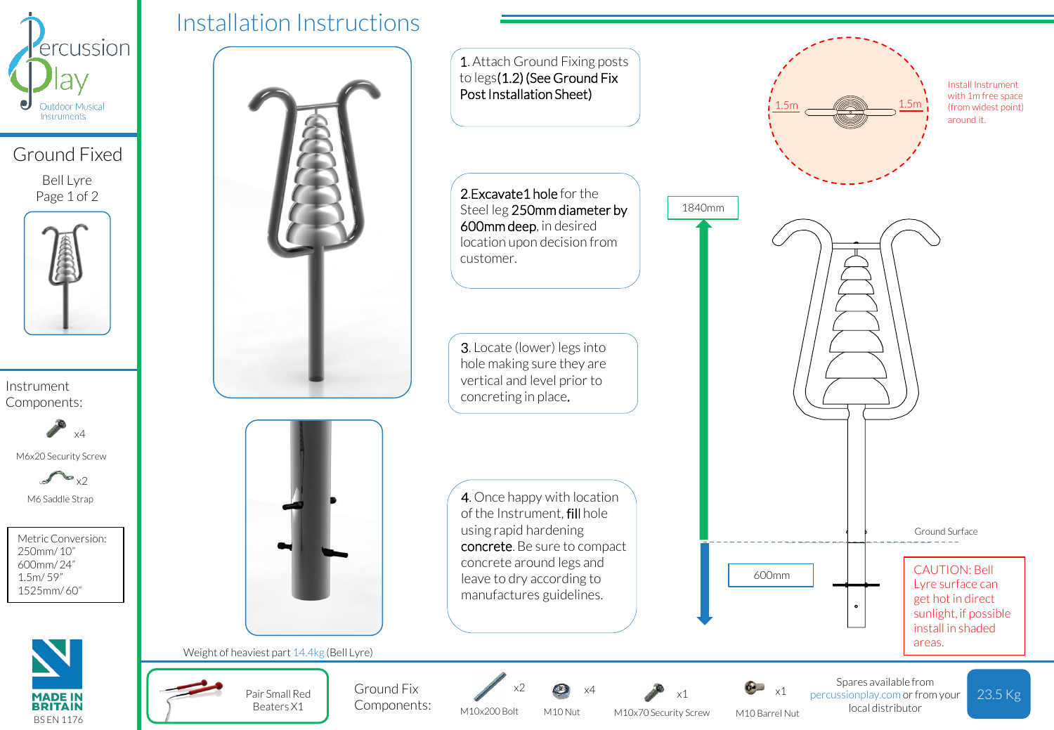Percussion Play
Outdoor Musical Instruments

# Installation Instructions

## Ground Fixed

Bell Lyre

Instrument Components:

- x4 M6x20 Security Screw
- x2 M6 Saddle Strap

Metric Conversion:
250mm/ 10"
600mm/ 24"
1.5m/ 59"
1525mm/ 60"

MADE IN BRITAIN
BS EN 1176

1. Attach Ground Fixing posts to legs **(1.2) (See Ground Fix Post Installation Sheet)**

2. **Excavate 1 hole** for the Steel leg **250mm diameter by 600mm deep**, in desired location upon decision from customer.

3. Locate (lower) legs into hole making sure they are vertical and level prior to concreting in place**.**

4. Once happy with location of the Instrument, **fill** hole using rapid hardening **concrete**. Be sure to compact concrete around legs and leave to dry according to manufactures guidelines.

1.5m | 1.5m

Install Instrument with 1m free space (from widest point) around it.

1840mm

Ground Surface

600mm

CAUTION: Bell Lyre surface can get hot in direct sunlight, if possible install in shaded areas.

Weight of heaviest part 14.4kg (Bell Lyre)

Pair Small Red Beaters X1

Ground Fix Components:

- x2 M10x200 Bolt
- x4 M10 Nut
- x1 M10x70 Security Screw
- x1 M10 Barrel Nut

Spares available from percussionplay.com or from your local distributor

23.5 Kg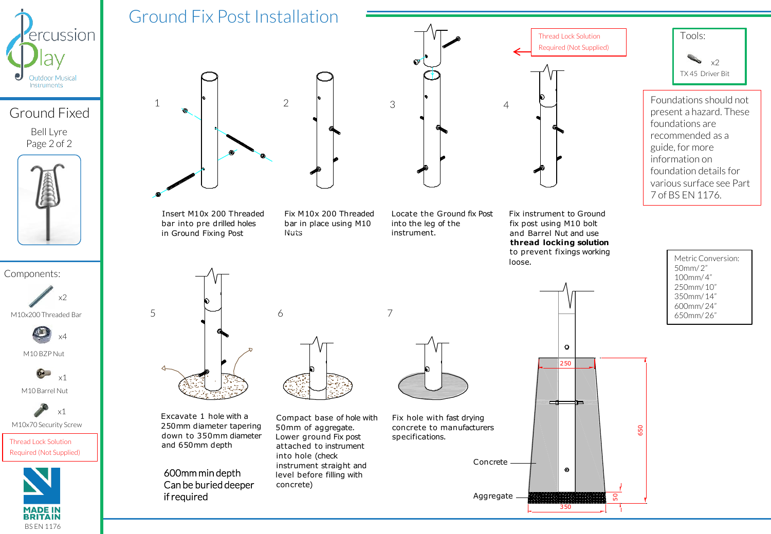Percussion Play
Outdoor Musical Instruments

# Ground Fixed

Bell Lyre

## Components:

M10x200 Threaded Bar x2

M10 BZP Nut x4

M10 Barrel Nut x1

M10x70 Security Screw x1

Thread Lock Solution Required (Not Supplied)

MADE IN BRITAIN

BS EN 1176

# Ground Fix Post Installation

1. Insert M10x 200 Threaded bar into pre drilled holes in Ground Fixing Post

2. Fix M10x 200 Threaded bar in place using M10 Nuts

3. Locate the Ground fix Post into the leg of the instrument.

4. Fix instrument to Ground fix post using M10 bolt and Barrel Nut and use **thread locking solution** to prevent fixings working loose.

Thread Lock Solution Required (Not Supplied)

Tools:

TX 45 Driver Bit x2

Foundations should not present a hazard. These foundations are recommended as a guide, for more information on foundation details for various surface see Part 7 of BS EN 1176.

5. Excavate 1 hole with a 250mm diameter tapering down to 350mm diameter and 650mm depth

600mm min depth
Can be buried deeper if required

6. Compact base of hole with 50mm of aggregate. Lower ground Fix post attached to instrument into hole (check instrument straight and level before filling with concrete)

7. Fix hole with fast drying concrete to manufacturers specifications.

Metric Conversion:
50mm/ 2"
100mm/ 4"
250mm/ 10"
350mm/ 14"
600mm/ 24"
650mm/ 26"

250
650
50
350
Concrete
Aggregate